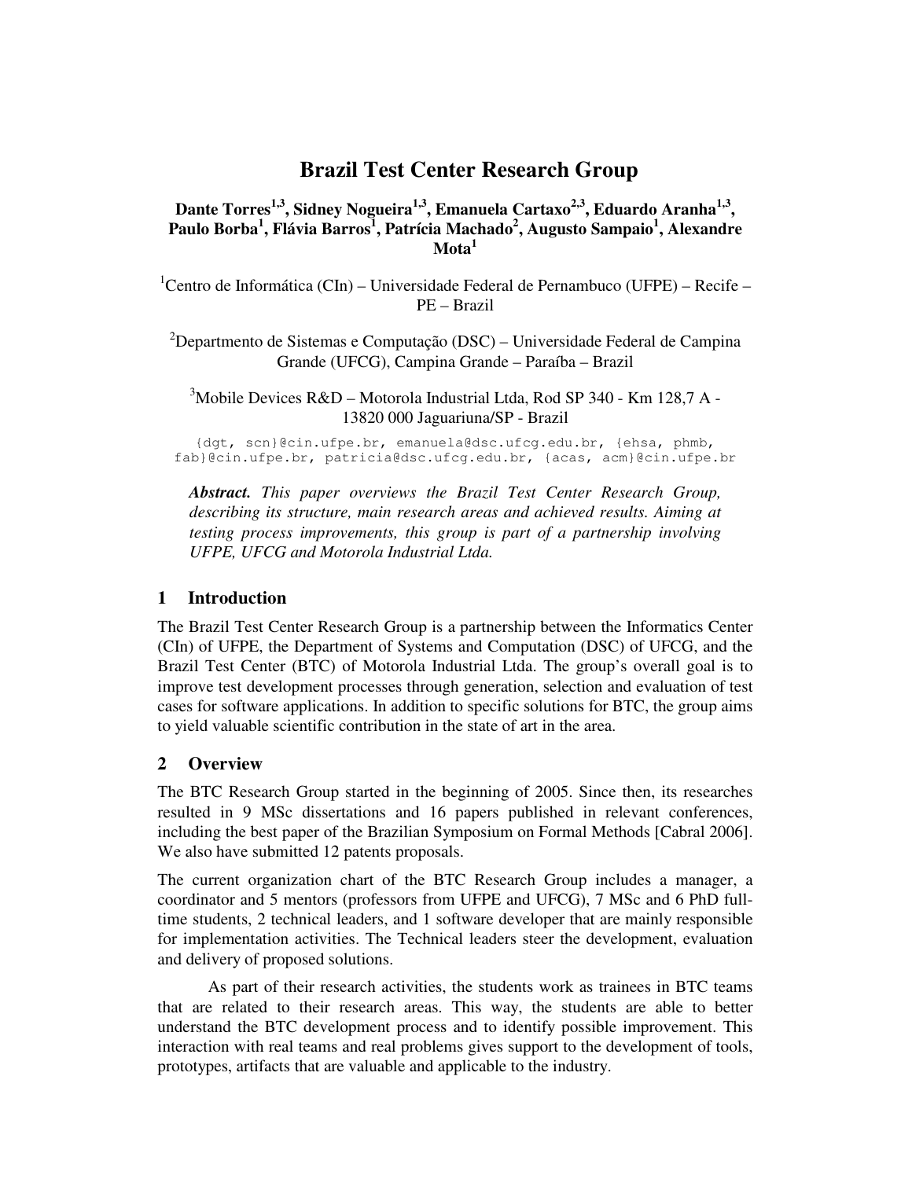# Brazil Test Center Research Group

**Dante Torres[1,3], Sidney Nogueira[1,3], Emanuela Cartaxo[2,3], Eduardo Aranha[1,3], Paulo Borba[1], Flávia Barros[1], Patrícia Machado[2], Augusto Sampaio[1], Alexandre Mota[1]**

[1]Centro de Informática (CIn) – Universidade Federal de Pernambuco (UFPE) – Recife – PE – Brazil

[2]Departmento de Sistemas e Computação (DSC) – Universidade Federal de Campina Grande (UFCG), Campina Grande – Paraíba – Brazil

[3]Mobile Devices R&D – Motorola Industrial Ltda, Rod SP 340 - Km 128,7 A - 13820 000 Jaguariuna/SP - Brazil

{dgt, scn}@cin.ufpe.br, emanuela@dsc.ufcg.edu.br, {ehsa, phmb, fab}@cin.ufpe.br, patricia@dsc.ufcg.edu.br, {acas, acm}@cin.ufpe.br

***Abstract.*** *This paper overviews the Brazil Test Center Research Group, describing its structure, main research areas and achieved results. Aiming at testing process improvements, this group is part of a partnership involving UFPE, UFCG and Motorola Industrial Ltda.*

## 1 Introduction

The Brazil Test Center Research Group is a partnership between the Informatics Center (CIn) of UFPE, the Department of Systems and Computation (DSC) of UFCG, and the Brazil Test Center (BTC) of Motorola Industrial Ltda. The group's overall goal is to improve test development processes through generation, selection and evaluation of test cases for software applications. In addition to specific solutions for BTC, the group aims to yield valuable scientific contribution in the state of art in the area.

## 2 Overview

The BTC Research Group started in the beginning of 2005. Since then, its researches resulted in 9 MSc dissertations and 16 papers published in relevant conferences, including the best paper of the Brazilian Symposium on Formal Methods [Cabral 2006]. We also have submitted 12 patents proposals.

The current organization chart of the BTC Research Group includes a manager, a coordinator and 5 mentors (professors from UFPE and UFCG), 7 MSc and 6 PhD full-time students, 2 technical leaders, and 1 software developer that are mainly responsible for implementation activities. The Technical leaders steer the development, evaluation and delivery of proposed solutions.

As part of their research activities, the students work as trainees in BTC teams that are related to their research areas. This way, the students are able to better understand the BTC development process and to identify possible improvement. This interaction with real teams and real problems gives support to the development of tools, prototypes, artifacts that are valuable and applicable to the industry.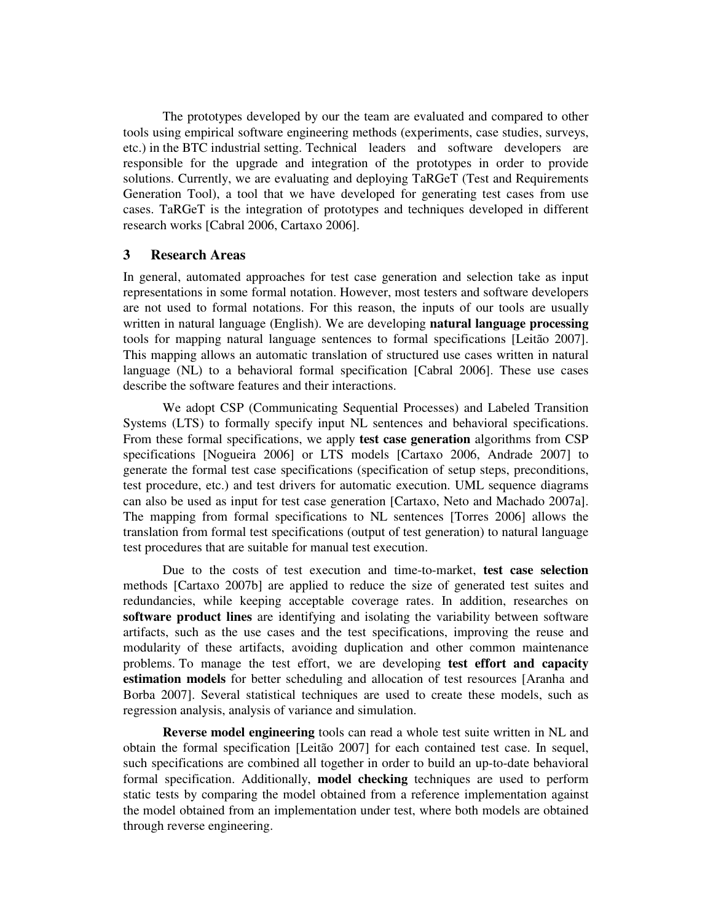The prototypes developed by our the team are evaluated and compared to other tools using empirical software engineering methods (experiments, case studies, surveys, etc.) in the BTC industrial setting. Technical leaders and software developers are responsible for the upgrade and integration of the prototypes in order to provide solutions. Currently, we are evaluating and deploying TaRGeT (Test and Requirements Generation Tool), a tool that we have developed for generating test cases from use cases. TaRGeT is the integration of prototypes and techniques developed in different research works [Cabral 2006, Cartaxo 2006].

## 3 Research Areas

In general, automated approaches for test case generation and selection take as input representations in some formal notation. However, most testers and software developers are not used to formal notations. For this reason, the inputs of our tools are usually written in natural language (English). We are developing **natural language processing** tools for mapping natural language sentences to formal specifications [Leitão 2007]. This mapping allows an automatic translation of structured use cases written in natural language (NL) to a behavioral formal specification [Cabral 2006]. These use cases describe the software features and their interactions.

We adopt CSP (Communicating Sequential Processes) and Labeled Transition Systems (LTS) to formally specify input NL sentences and behavioral specifications. From these formal specifications, we apply **test case generation** algorithms from CSP specifications [Nogueira 2006] or LTS models [Cartaxo 2006, Andrade 2007] to generate the formal test case specifications (specification of setup steps, preconditions, test procedure, etc.) and test drivers for automatic execution. UML sequence diagrams can also be used as input for test case generation [Cartaxo, Neto and Machado 2007a]. The mapping from formal specifications to NL sentences [Torres 2006] allows the translation from formal test specifications (output of test generation) to natural language test procedures that are suitable for manual test execution.

Due to the costs of test execution and time-to-market, **test case selection** methods [Cartaxo 2007b] are applied to reduce the size of generated test suites and redundancies, while keeping acceptable coverage rates. In addition, researches on **software product lines** are identifying and isolating the variability between software artifacts, such as the use cases and the test specifications, improving the reuse and modularity of these artifacts, avoiding duplication and other common maintenance problems. To manage the test effort, we are developing **test effort and capacity estimation models** for better scheduling and allocation of test resources [Aranha and Borba 2007]. Several statistical techniques are used to create these models, such as regression analysis, analysis of variance and simulation.

**Reverse model engineering** tools can read a whole test suite written in NL and obtain the formal specification [Leitão 2007] for each contained test case. In sequel, such specifications are combined all together in order to build an up-to-date behavioral formal specification. Additionally, **model checking** techniques are used to perform static tests by comparing the model obtained from a reference implementation against the model obtained from an implementation under test, where both models are obtained through reverse engineering.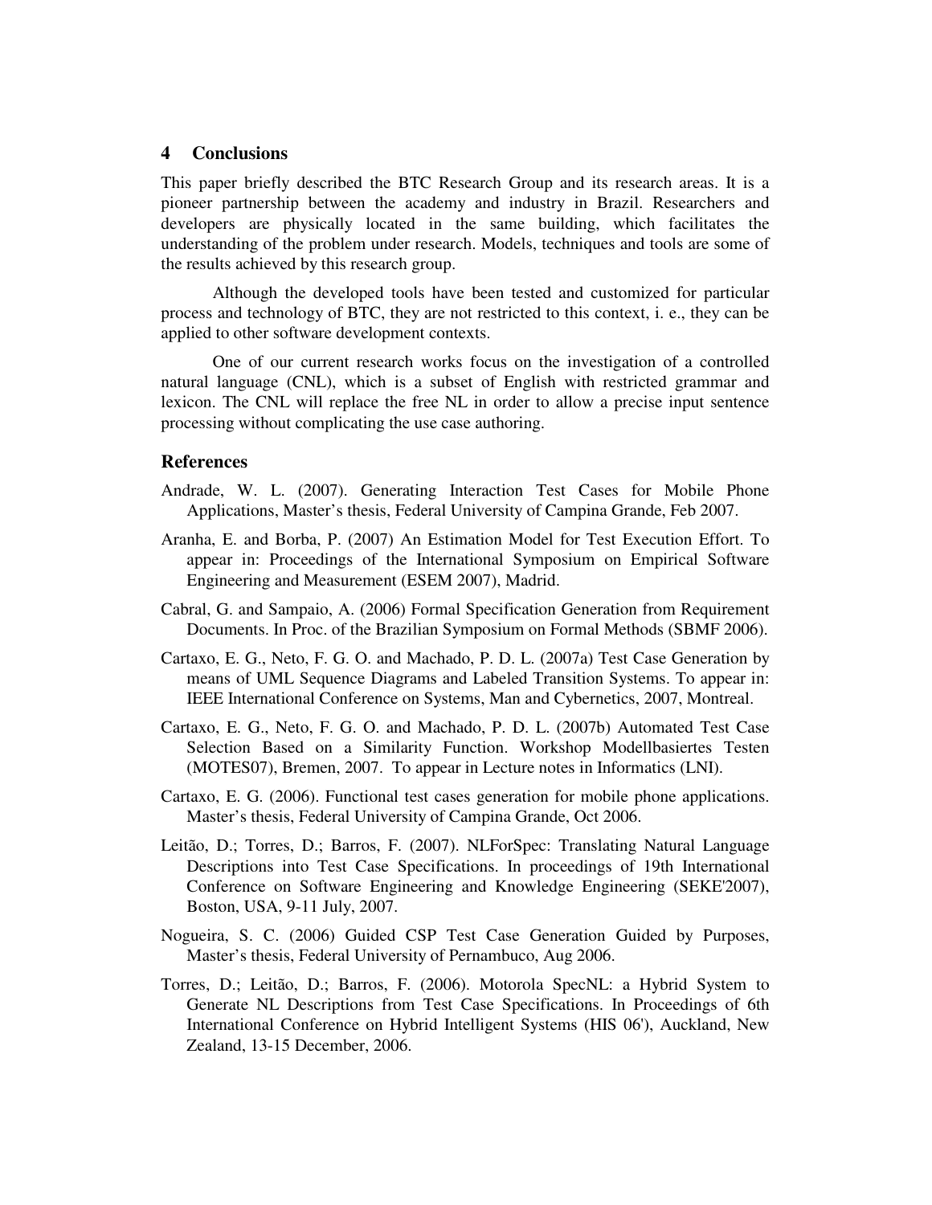## 4 Conclusions

This paper briefly described the BTC Research Group and its research areas. It is a pioneer partnership between the academy and industry in Brazil. Researchers and developers are physically located in the same building, which facilitates the understanding of the problem under research. Models, techniques and tools are some of the results achieved by this research group.

Although the developed tools have been tested and customized for particular process and technology of BTC, they are not restricted to this context, i. e., they can be applied to other software development contexts.

One of our current research works focus on the investigation of a controlled natural language (CNL), which is a subset of English with restricted grammar and lexicon. The CNL will replace the free NL in order to allow a precise input sentence processing without complicating the use case authoring.

## References

Andrade, W. L. (2007). Generating Interaction Test Cases for Mobile Phone Applications, Master's thesis, Federal University of Campina Grande, Feb 2007.

Aranha, E. and Borba, P. (2007) An Estimation Model for Test Execution Effort. To appear in: Proceedings of the International Symposium on Empirical Software Engineering and Measurement (ESEM 2007), Madrid.

Cabral, G. and Sampaio, A. (2006) Formal Specification Generation from Requirement Documents. In Proc. of the Brazilian Symposium on Formal Methods (SBMF 2006).

Cartaxo, E. G., Neto, F. G. O. and Machado, P. D. L. (2007a) Test Case Generation by means of UML Sequence Diagrams and Labeled Transition Systems. To appear in: IEEE International Conference on Systems, Man and Cybernetics, 2007, Montreal.

Cartaxo, E. G., Neto, F. G. O. and Machado, P. D. L. (2007b) Automated Test Case Selection Based on a Similarity Function. Workshop Modellbasiertes Testen (MOTES07), Bremen, 2007. To appear in Lecture notes in Informatics (LNI).

Cartaxo, E. G. (2006). Functional test cases generation for mobile phone applications. Master's thesis, Federal University of Campina Grande, Oct 2006.

Leitão, D.; Torres, D.; Barros, F. (2007). NLForSpec: Translating Natural Language Descriptions into Test Case Specifications. In proceedings of 19th International Conference on Software Engineering and Knowledge Engineering (SEKE'2007), Boston, USA, 9-11 July, 2007.

Nogueira, S. C. (2006) Guided CSP Test Case Generation Guided by Purposes, Master's thesis, Federal University of Pernambuco, Aug 2006.

Torres, D.; Leitão, D.; Barros, F. (2006). Motorola SpecNL: a Hybrid System to Generate NL Descriptions from Test Case Specifications. In Proceedings of 6th International Conference on Hybrid Intelligent Systems (HIS 06'), Auckland, New Zealand, 13-15 December, 2006.